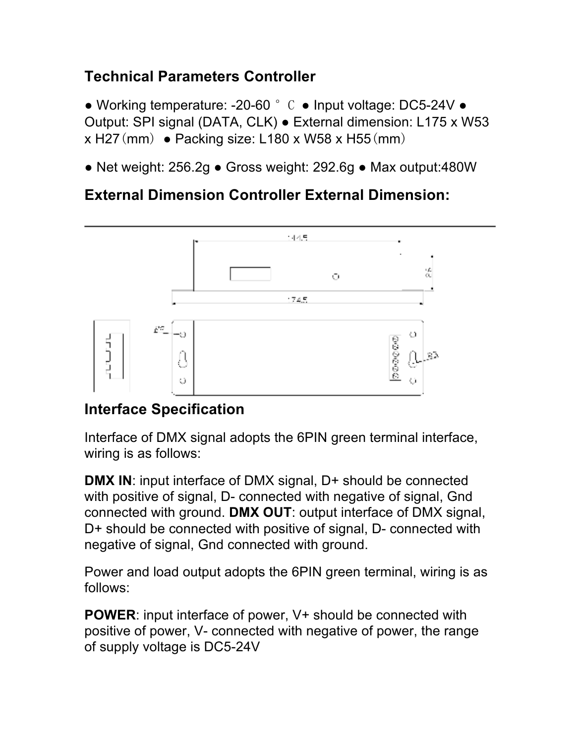## Technical Parameters Controller

● Working temperature: -20-60 ° C ● Input voltage: DC5-24V ● Output: SPI signal (DATA, CLK) ● External dimension: L175 x W53 x H27（mm） ● Packing size: L180 x W58 x H55（mm）

● Net weight: 256.2g ● Gross weight: 292.6g ● Max output:480W

## External Dimension Controller External Dimension:

---

## Interface Specification

Interface of DMX signal adopts the 6PIN green terminal interface, wiring is as follows:

**DMX IN**: input interface of DMX signal, D+ should be connected with positive of signal, D- connected with negative of signal, Gnd connected with ground. **DMX OUT**: output interface of DMX signal, D+ should be connected with positive of signal, D- connected with negative of signal, Gnd connected with ground.

Power and load output adopts the 6PIN green terminal, wiring is as follows:

**POWER**: input interface of power, V+ should be connected with positive of power, V- connected with negative of power, the range of supply voltage is DC5-24V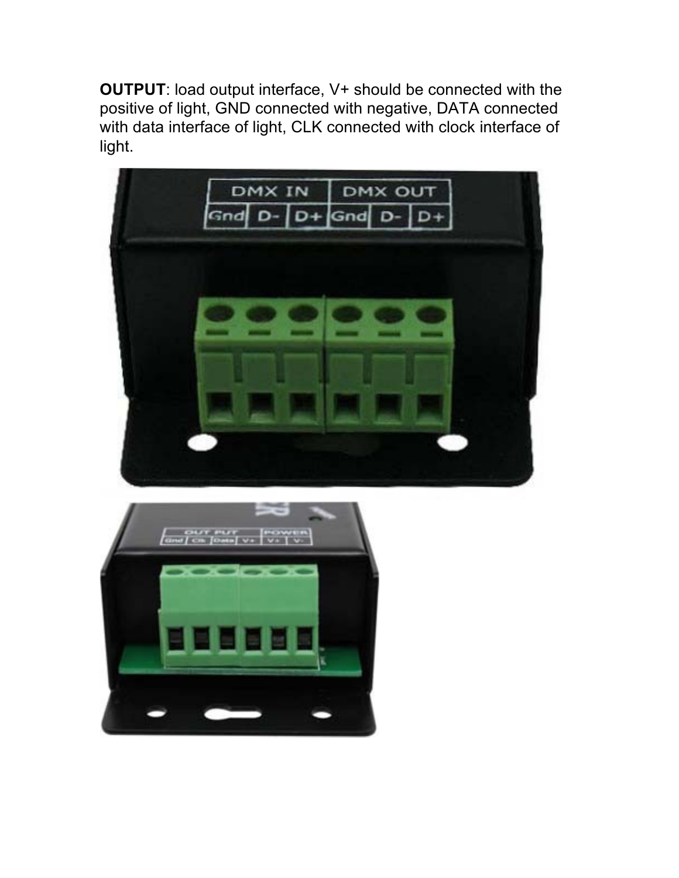**OUTPUT**: load output interface, V+ should be connected with the positive of light, GND connected with negative, DATA connected with data interface of light, CLK connected with clock interface of light.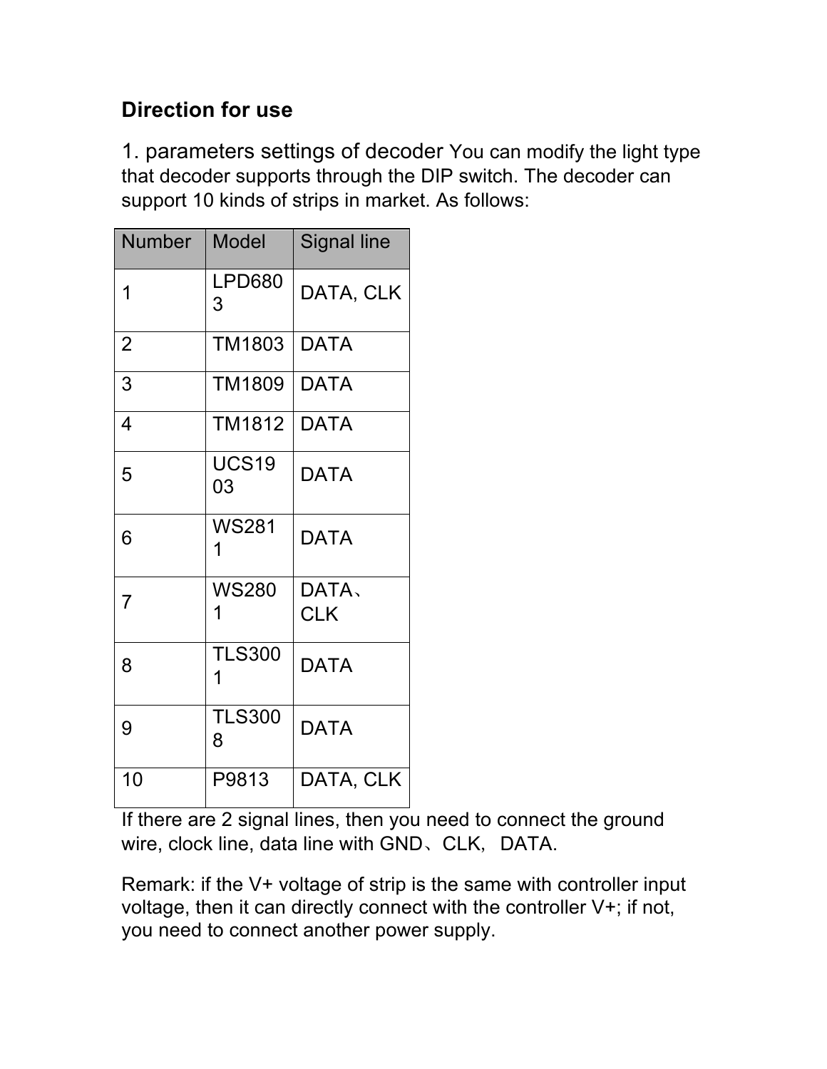## Direction for use

1. parameters settings of decoder You can modify the light type that decoder supports through the DIP switch. The decoder can support 10 kinds of strips in market. As follows:

| Number | Model | Signal line |
|---|---|---|
| 1 | LPD6803 | DATA, CLK |
| 2 | TM1803 | DATA |
| 3 | TM1809 | DATA |
| 4 | TM1812 | DATA |
| 5 | UCS1903 | DATA |
| 6 | WS2811 | DATA |
| 7 | WS2801 | DATA、CLK |
| 8 | TLS3001 | DATA |
| 9 | TLS3008 | DATA |
| 10 | P9813 | DATA, CLK |

If there are 2 signal lines, then you need to connect the ground wire, clock line, data line with GND、CLK, DATA.

Remark: if the V+ voltage of strip is the same with controller input voltage, then it can directly connect with the controller V+; if not, you need to connect another power supply.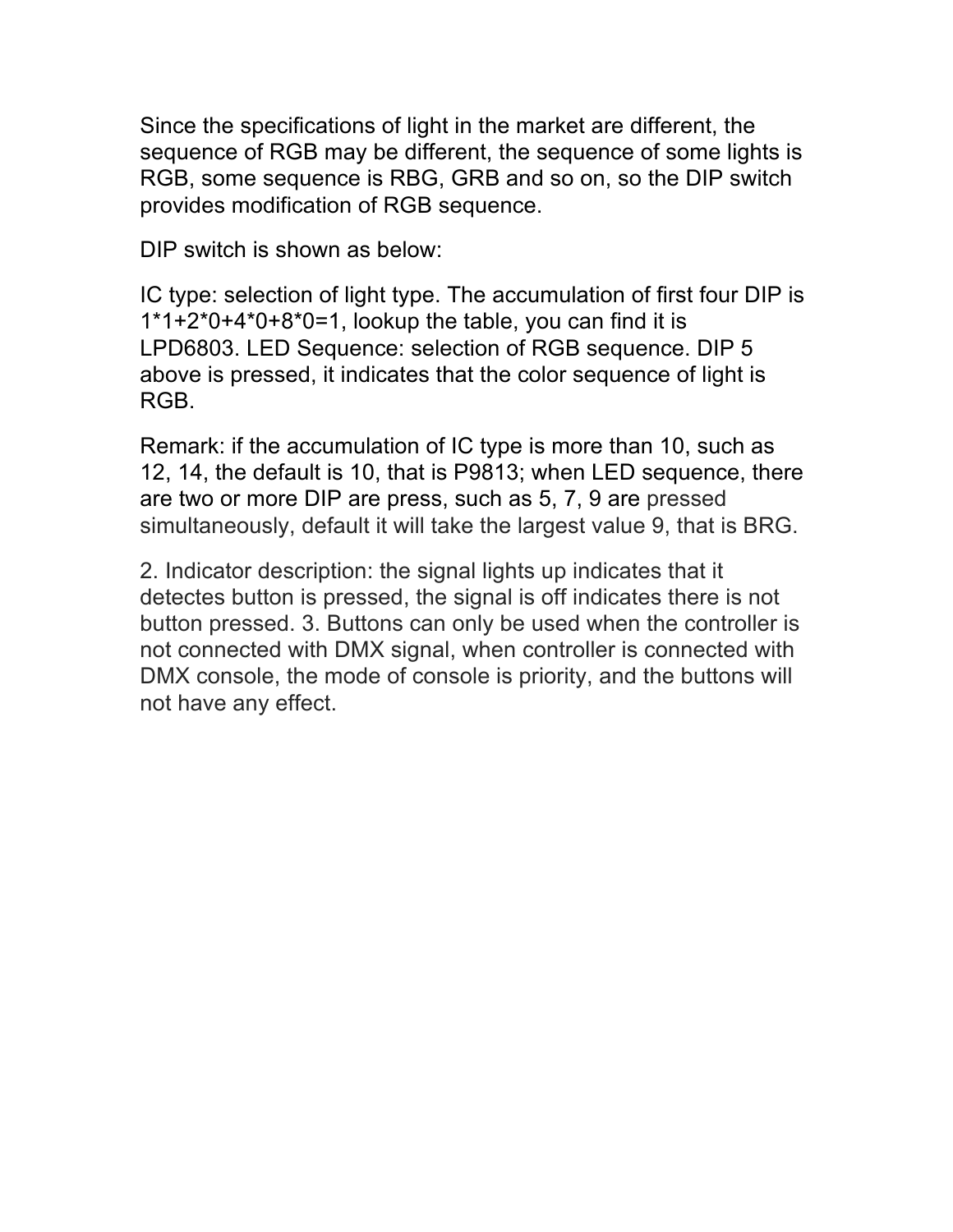Since the specifications of light in the market are different, the sequence of RGB may be different, the sequence of some lights is RGB, some sequence is RBG, GRB and so on, so the DIP switch provides modification of RGB sequence.

DIP switch is shown as below:

IC type: selection of light type. The accumulation of first four DIP is 1*1+2*0+4*0+8*0=1, lookup the table, you can find it is LPD6803. LED Sequence: selection of RGB sequence. DIP 5 above is pressed, it indicates that the color sequence of light is RGB.

Remark: if the accumulation of IC type is more than 10, such as 12, 14, the default is 10, that is P9813; when LED sequence, there are two or more DIP are press, such as 5, 7, 9 are pressed simultaneously, default it will take the largest value 9, that is BRG.

2. Indicator description: the signal lights up indicates that it detectes button is pressed, the signal is off indicates there is not button pressed. 3. Buttons can only be used when the controller is not connected with DMX signal, when controller is connected with DMX console, the mode of console is priority, and the buttons will not have any effect.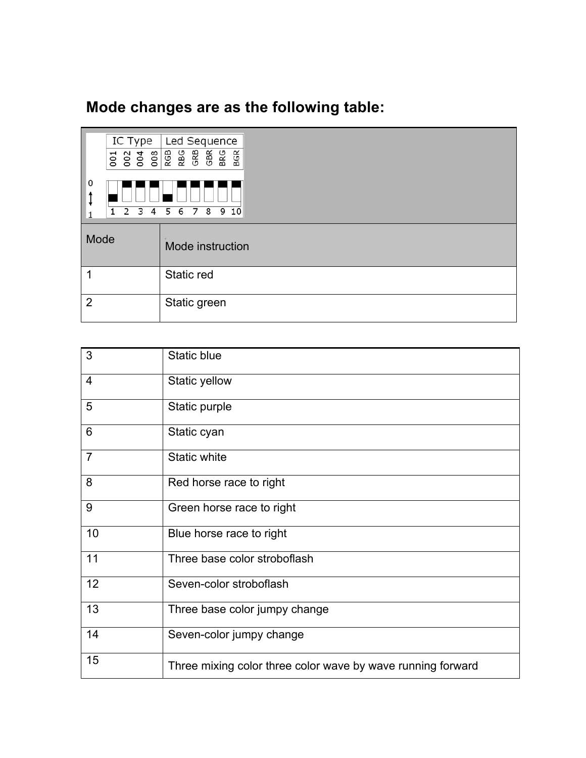## Mode changes are as the following table:

| IC Type | | | | Led Sequence | | | | | |
|---|---|---|---|---|---|---|---|---|---|
| 001 | 002 | 004 | 008 | RGB | RBG | GRB | GBR | BRG | BGR |
| 1 | 2 | 3 | 4 | 5 | 6 | 7 | 8 | 9 | 10 |

0 ↕ 1

| Mode | Mode instruction |
|---|---|
| 1 | Static red |
| 2 | Static green |
| 3 | Static blue |
| 4 | Static yellow |
| 5 | Static purple |
| 6 | Static cyan |
| 7 | Static white |
| 8 | Red horse race to right |
| 9 | Green horse race to right |
| 10 | Blue horse race to right |
| 11 | Three base color stroboflash |
| 12 | Seven-color stroboflash |
| 13 | Three base color jumpy change |
| 14 | Seven-color jumpy change |
| 15 | Three mixing color three color wave by wave running forward |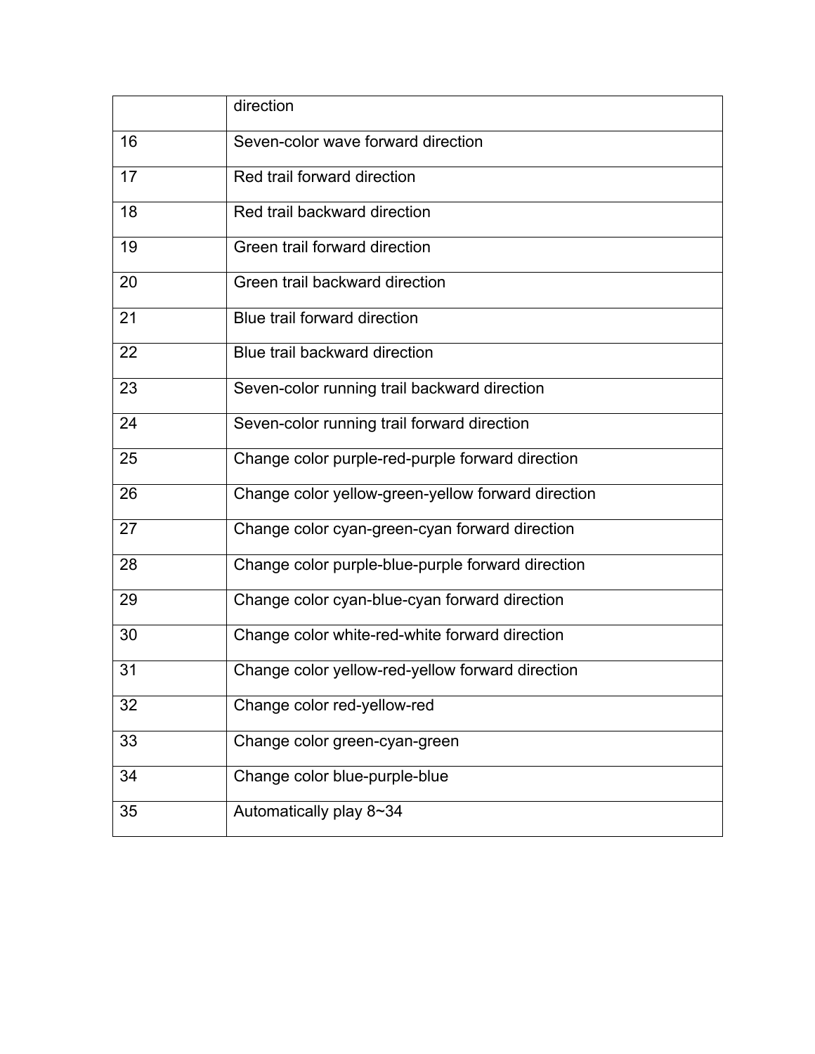|  |  |
| --- | --- |
|  | direction |
| 16 | Seven-color wave forward direction |
| 17 | Red trail forward direction |
| 18 | Red trail backward direction |
| 19 | Green trail forward direction |
| 20 | Green trail backward direction |
| 21 | Blue trail forward direction |
| 22 | Blue trail backward direction |
| 23 | Seven-color running trail backward direction |
| 24 | Seven-color running trail forward direction |
| 25 | Change color purple-red-purple forward direction |
| 26 | Change color yellow-green-yellow forward direction |
| 27 | Change color cyan-green-cyan forward direction |
| 28 | Change color purple-blue-purple forward direction |
| 29 | Change color cyan-blue-cyan forward direction |
| 30 | Change color white-red-white forward direction |
| 31 | Change color yellow-red-yellow forward direction |
| 32 | Change color red-yellow-red |
| 33 | Change color green-cyan-green |
| 34 | Change color blue-purple-blue |
| 35 | Automatically play 8~34 |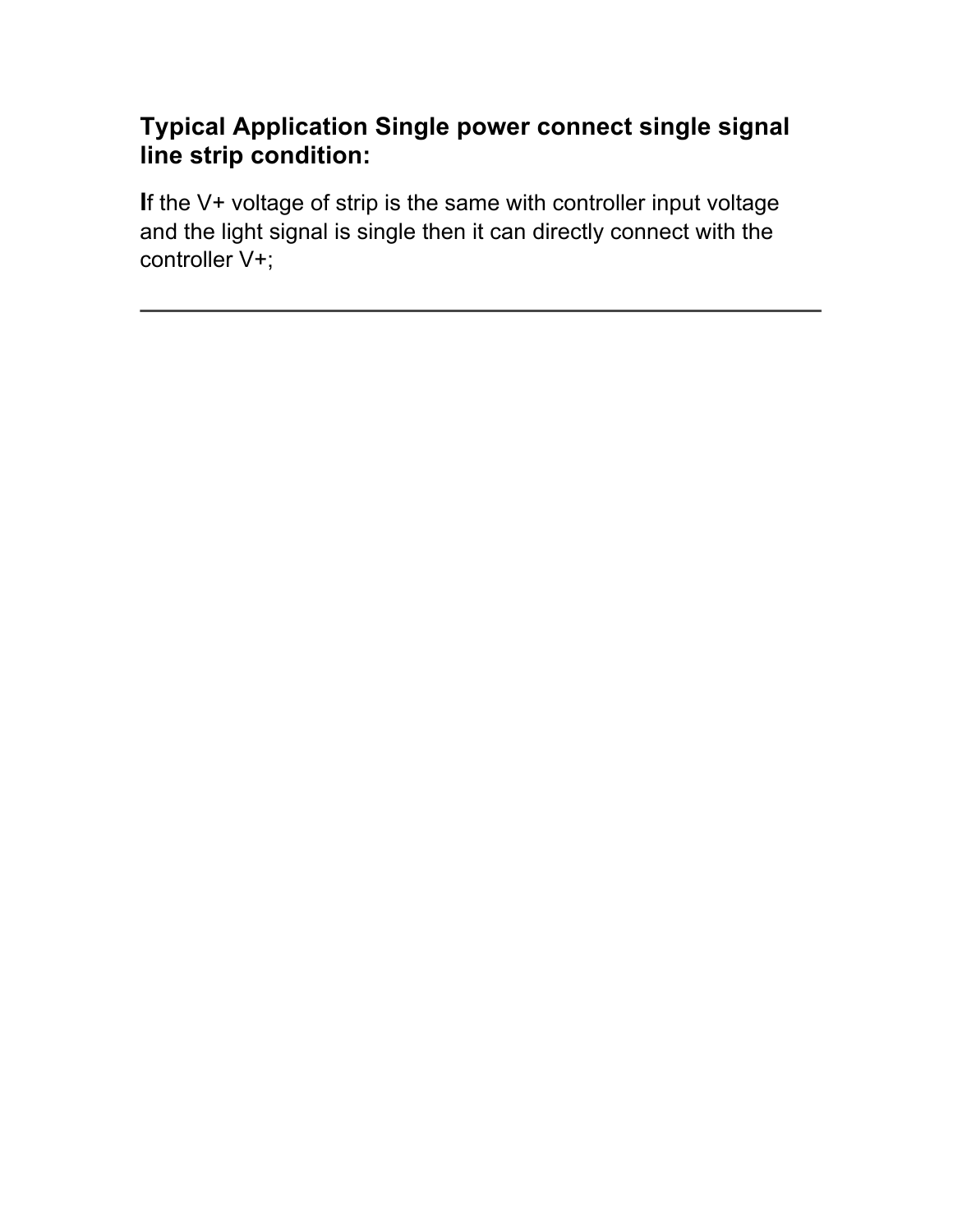### Typical Application Single power connect single signal line strip condition:

**I**f the V+ voltage of strip is the same with controller input voltage and the light signal is single then it can directly connect with the controller V+;

---